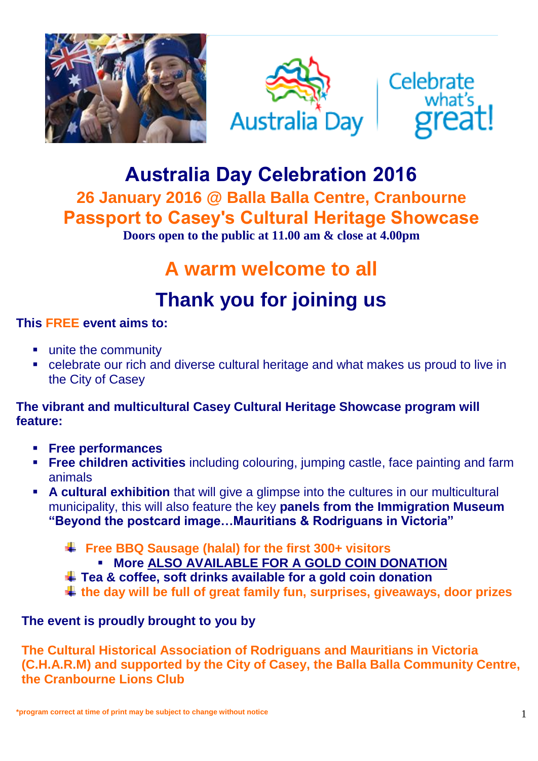# Australia Day Celebration 2016

## 26 January 2016 @ Balla Balla Centre, Cranbourne

## Passport to Casey's Cultural Heritage Showcase

**Doors open to the public at 11.00 am & close at 4.00pm**

## A warm welcome to all

## Thank you for joining us

**This FREE event aims to:**

- unite the community
- celebrate our rich and diverse cultural heritage and what makes us proud to live in the City of Casey

**The vibrant and multicultural Casey Cultural Heritage Showcase program will feature:**

- **Free performances**
- **Free children activities** including colouring, jumping castle, face painting and farm animals
- **A cultural exhibition** that will give a glimpse into the cultures in our multicultural municipality, this will also feature the key **panels from the Immigration Museum "Beyond the postcard image…Mauritians & Rodriguans in Victoria"**

  - **Free BBQ Sausage (halal) for the first 300+ visitors**
    - **More ALSO AVAILABLE FOR A GOLD COIN DONATION**
  - **Tea & coffee, soft drinks available for a gold coin donation**
  - **the day will be full of great family fun, surprises, giveaways, door prizes**

**The event is proudly brought to you by**

**The Cultural Historical Association of Rodriguans and Mauritians in Victoria (C.H.A.R.M) and supported by the City of Casey, the Balla Balla Community Centre, the Cranbourne Lions Club**

*program correct at time of print may be subject to change without notice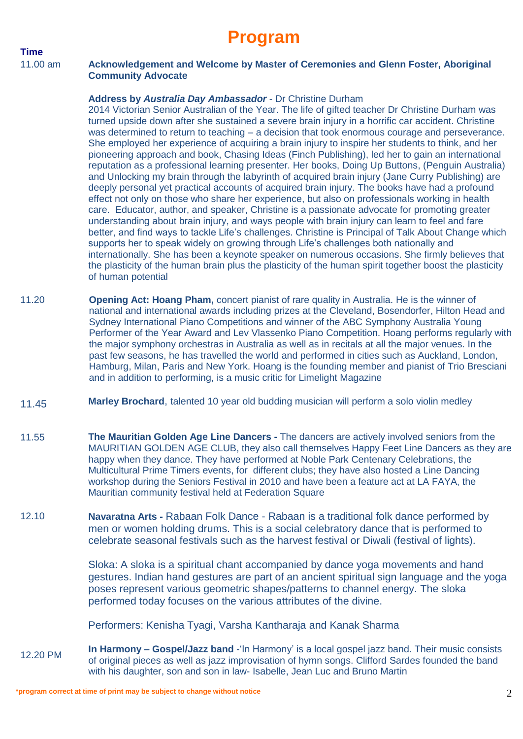# Program

| Time | |
|---|---|
| 11.00 am | **Acknowledgement and Welcome by Master of Ceremonies and Glenn Foster, Aboriginal Community Advocate**<br><br>**Address by *Australia Day Ambassador*** - Dr Christine Durham<br>2014 Victorian Senior Australian of the Year. The life of gifted teacher Dr Christine Durham was turned upside down after she sustained a severe brain injury in a horrific car accident. Christine was determined to return to teaching – a decision that took enormous courage and perseverance. She employed her experience of acquiring a brain injury to inspire her students to think, and her pioneering approach and book, Chasing Ideas (Finch Publishing), led her to gain an international reputation as a professional learning presenter. Her books, Doing Up Buttons, (Penguin Australia) and Unlocking my brain through the labyrinth of acquired brain injury (Jane Curry Publishing) are deeply personal yet practical accounts of acquired brain injury. The books have had a profound effect not only on those who share her experience, but also on professionals working in health care. Educator, author, and speaker, Christine is a passionate advocate for promoting greater understanding about brain injury, and ways people with brain injury can learn to feel and fare better, and find ways to tackle Life's challenges. Christine is Principal of Talk About Change which supports her to speak widely on growing through Life's challenges both nationally and internationally. She has been a keynote speaker on numerous occasions. She firmly believes that the plasticity of the human brain plus the plasticity of the human spirit together boost the plasticity of human potential |
| 11.20 | **Opening Act: Hoang Pham,** concert pianist of rare quality in Australia. He is the winner of national and international awards including prizes at the Cleveland, Bosendorfer, Hilton Head and Sydney International Piano Competitions and winner of the ABC Symphony Australia Young Performer of the Year Award and Lev Vlassenko Piano Competition. Hoang performs regularly with the major symphony orchestras in Australia as well as in recitals at all the major venues. In the past few seasons, he has travelled the world and performed in cities such as Auckland, London, Hamburg, Milan, Paris and New York. Hoang is the founding member and pianist of Trio Bresciani and in addition to performing, is a music critic for Limelight Magazine |
| 11.45 | **Marley Brochard**, talented 10 year old budding musician will perform a solo violin medley |
| 11.55 | **The Mauritian Golden Age Line Dancers -** The dancers are actively involved seniors from the MAURITIAN GOLDEN AGE CLUB, they also call themselves Happy Feet Line Dancers as they are happy when they dance. They have performed at Noble Park Centenary Celebrations, the Multicultural Prime Timers events, for different clubs; they have also hosted a Line Dancing workshop during the Seniors Festival in 2010 and have been a feature act at LA FAYA, the Mauritian community festival held at Federation Square |
| 12.10 | **Navaratna Arts -** Rabaan Folk Dance - Rabaan is a traditional folk dance performed by men or women holding drums. This is a social celebratory dance that is performed to celebrate seasonal festivals such as the harvest festival or Diwali (festival of lights).<br><br>Sloka: A sloka is a spiritual chant accompanied by dance yoga movements and hand gestures. Indian hand gestures are part of an ancient spiritual sign language and the yoga poses represent various geometric shapes/patterns to channel energy. The sloka performed today focuses on the various attributes of the divine.<br><br>Performers: Kenisha Tyagi, Varsha Kantharaja and Kanak Sharma |
| 12.20 PM | **In Harmony – Gospel/Jazz band** -'In Harmony' is a local gospel jazz band. Their music consists of original pieces as well as jazz improvisation of hymn songs. Clifford Sardes founded the band with his daughter, son and son in law- Isabelle, Jean Luc and Bruno Martin |

***program correct at time of print may be subject to change without notice**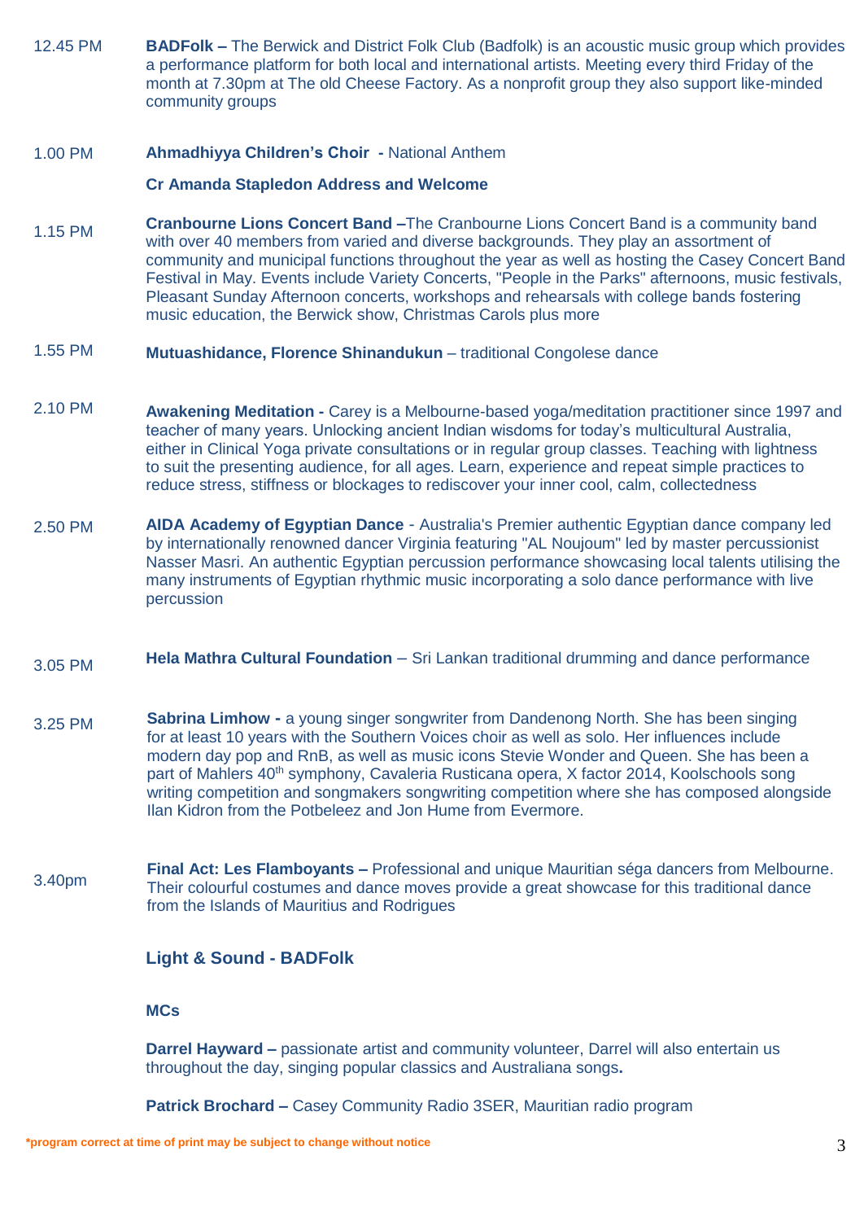12.45 PM **BADFolk –** The Berwick and District Folk Club (Badfolk) is an acoustic music group which provides a performance platform for both local and international artists. Meeting every third Friday of the month at 7.30pm at The old Cheese Factory. As a nonprofit group they also support like-minded community groups

1.00 PM **Ahmadhiyya Children's Choir -** National Anthem

**Cr Amanda Stapledon Address and Welcome**

1.15 PM **Cranbourne Lions Concert Band –**The Cranbourne Lions Concert Band is a community band with over 40 members from varied and diverse backgrounds. They play an assortment of community and municipal functions throughout the year as well as hosting the Casey Concert Band Festival in May. Events include Variety Concerts, "People in the Parks" afternoons, music festivals, Pleasant Sunday Afternoon concerts, workshops and rehearsals with college bands fostering music education, the Berwick show, Christmas Carols plus more

1.55 PM **Mutuashidance, Florence Shinandukun** – traditional Congolese dance

2.10 PM **Awakening Meditation -** Carey is a Melbourne-based yoga/meditation practitioner since 1997 and teacher of many years. Unlocking ancient Indian wisdoms for today's multicultural Australia, either in Clinical Yoga private consultations or in regular group classes. Teaching with lightness to suit the presenting audience, for all ages. Learn, experience and repeat simple practices to reduce stress, stiffness or blockages to rediscover your inner cool, calm, collectedness

2.50 PM **AIDA Academy of Egyptian Dance** - Australia's Premier authentic Egyptian dance company led by internationally renowned dancer Virginia featuring "AL Noujoum" led by master percussionist Nasser Masri. An authentic Egyptian percussion performance showcasing local talents utilising the many instruments of Egyptian rhythmic music incorporating a solo dance performance with live percussion

3.05 PM **Hela Mathra Cultural Foundation** – Sri Lankan traditional drumming and dance performance

3.25 PM **Sabrina Limhow -** a young singer songwriter from Dandenong North. She has been singing for at least 10 years with the Southern Voices choir as well as solo. Her influences include modern day pop and RnB, as well as music icons Stevie Wonder and Queen. She has been a part of Mahlers 40th symphony, Cavaleria Rusticana opera, X factor 2014, Koolschools song writing competition and songmakers songwriting competition where she has composed alongside Ilan Kidron from the Potbeleez and Jon Hume from Evermore.

3.40pm **Final Act: Les Flamboyants –** Professional and unique Mauritian séga dancers from Melbourne. Their colourful costumes and dance moves provide a great showcase for this traditional dance from the Islands of Mauritius and Rodrigues

**Light & Sound - BADFolk**

**MCs**

**Darrel Hayward –** passionate artist and community volunteer, Darrel will also entertain us throughout the day, singing popular classics and Australiana songs**.**

**Patrick Brochard –** Casey Community Radio 3SER, Mauritian radio program

***program correct at time of print may be subject to change without notice**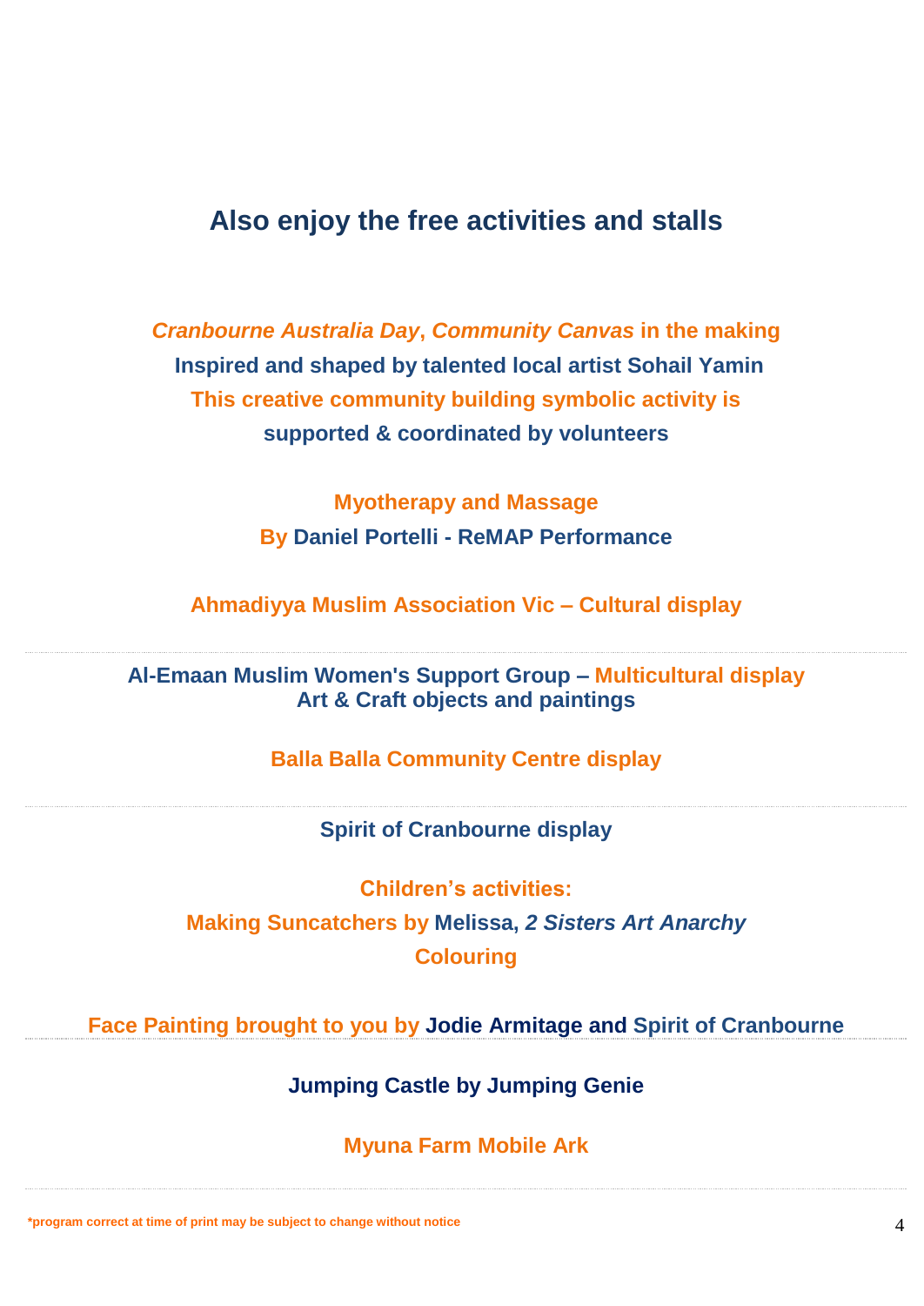## Also enjoy the free activities and stalls

***Cranbourne Australia Day*, *Community Canvas* in the making**
**Inspired and shaped by talented local artist Sohail Yamin**
**This creative community building symbolic activity is**
**supported & coordinated by volunteers**

**Myotherapy and Massage**
**By Daniel Portelli - ReMAP Performance**

**Ahmadiyya Muslim Association Vic – Cultural display**

---

**Al-Emaan Muslim Women's Support Group – Multicultural display**
**Art & Craft objects and paintings**

**Balla Balla Community Centre display**

---

**Spirit of Cranbourne display**

**Children's activities:**
**Making Suncatchers by Melissa, *2 Sisters Art Anarchy***
**Colouring**

**Face Painting brought to you by Jodie Armitage and Spirit of Cranbourne**

---

**Jumping Castle by Jumping Genie**

**Myuna Farm Mobile Ark**

---

***program correct at time of print may be subject to change without notice**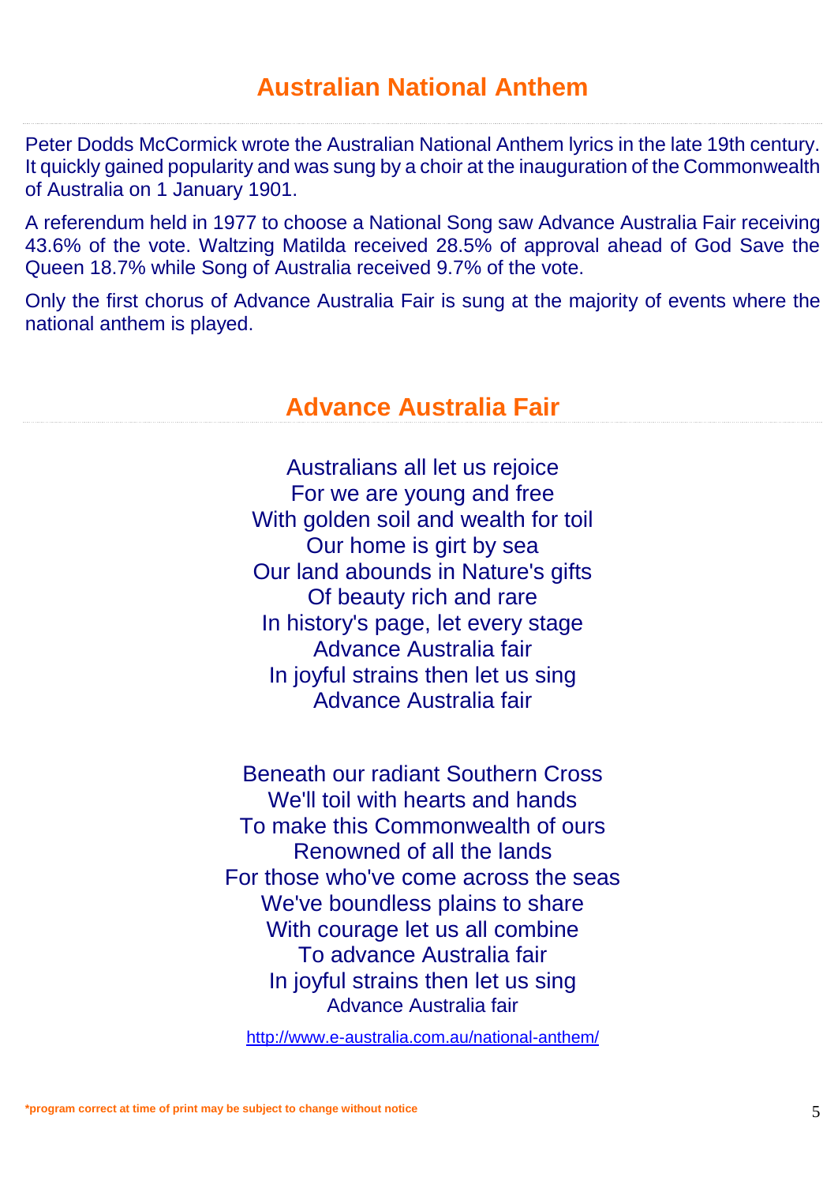## Australian National Anthem

Peter Dodds McCormick wrote the Australian National Anthem lyrics in the late 19th century. It quickly gained popularity and was sung by a choir at the inauguration of the Commonwealth of Australia on 1 January 1901.

A referendum held in 1977 to choose a National Song saw Advance Australia Fair receiving 43.6% of the vote. Waltzing Matilda received 28.5% of approval ahead of God Save the Queen 18.7% while Song of Australia received 9.7% of the vote.

Only the first chorus of Advance Australia Fair is sung at the majority of events where the national anthem is played.

## Advance Australia Fair

Australians all let us rejoice  
For we are young and free  
With golden soil and wealth for toil  
Our home is girt by sea  
Our land abounds in Nature's gifts  
Of beauty rich and rare  
In history's page, let every stage  
Advance Australia fair  
In joyful strains then let us sing  
Advance Australia fair

Beneath our radiant Southern Cross  
We'll toil with hearts and hands  
To make this Commonwealth of ours  
Renowned of all the lands  
For those who've come across the seas  
We've boundless plains to share  
With courage let us all combine  
To advance Australia fair  
In joyful strains then let us sing  
Advance Australia fair

http://www.e-australia.com.au/national-anthem/

*program correct at time of print may be subject to change without notice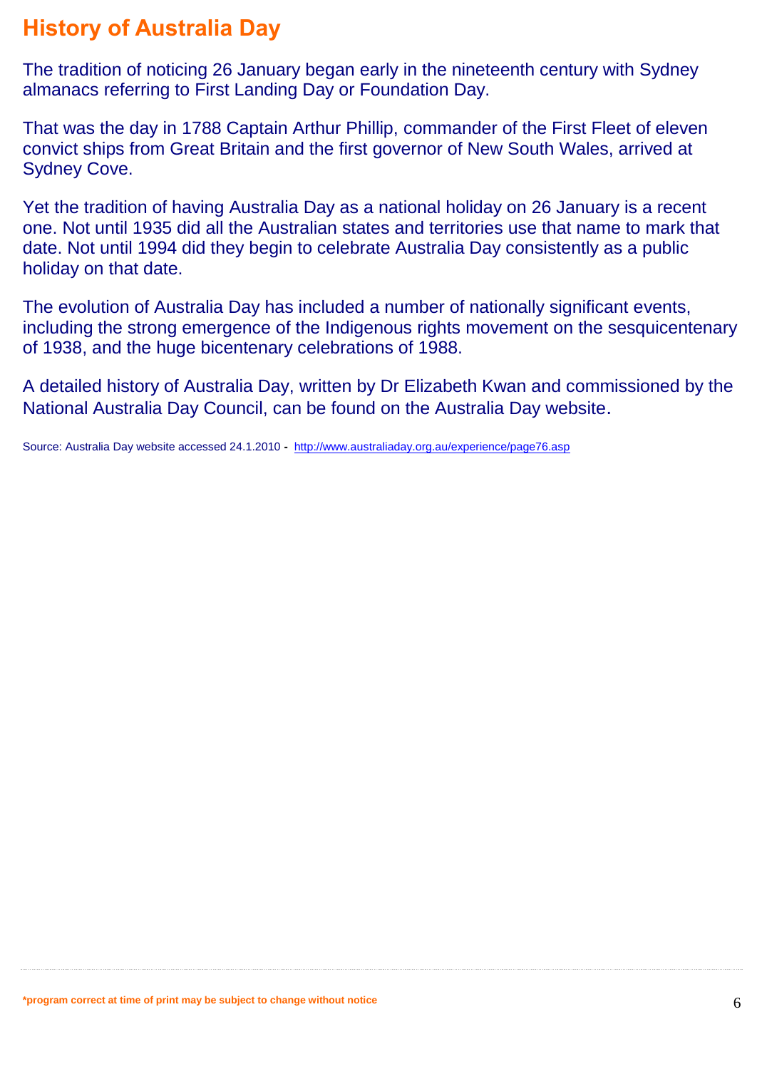# History of Australia Day

The tradition of noticing 26 January began early in the nineteenth century with Sydney almanacs referring to First Landing Day or Foundation Day.

That was the day in 1788 Captain Arthur Phillip, commander of the First Fleet of eleven convict ships from Great Britain and the first governor of New South Wales, arrived at Sydney Cove.

Yet the tradition of having Australia Day as a national holiday on 26 January is a recent one. Not until 1935 did all the Australian states and territories use that name to mark that date. Not until 1994 did they begin to celebrate Australia Day consistently as a public holiday on that date.

The evolution of Australia Day has included a number of nationally significant events, including the strong emergence of the Indigenous rights movement on the sesquicentenary of 1938, and the huge bicentenary celebrations of 1988.

A detailed history of Australia Day, written by Dr Elizabeth Kwan and commissioned by the National Australia Day Council, can be found on the Australia Day website.

Source: Australia Day website accessed 24.1.2010 - http://www.australiaday.org.au/experience/page76.asp

**\*program correct at time of print may be subject to change without notice**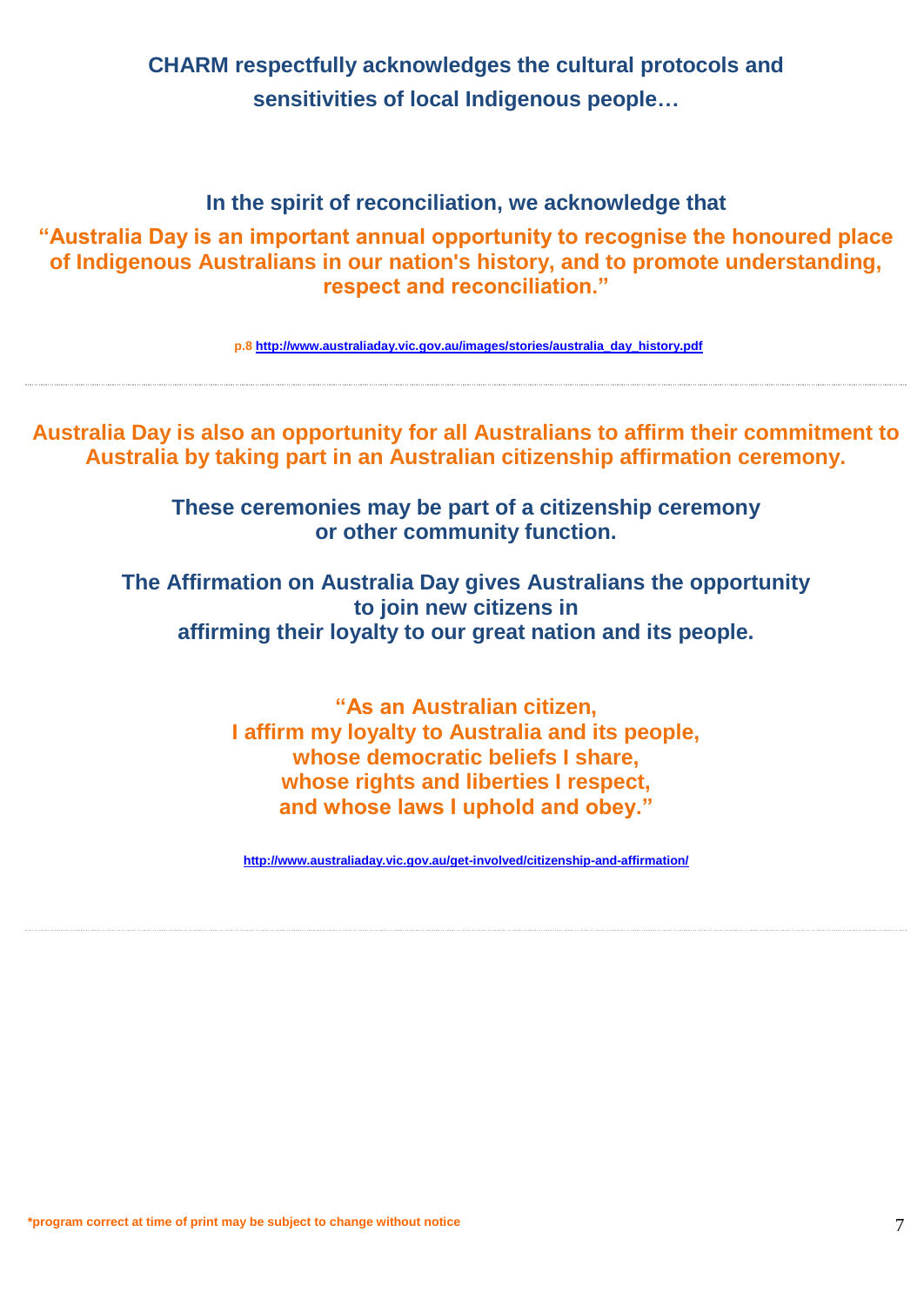**CHARM respectfully acknowledges the cultural protocols and sensitivities of local Indigenous people…**

**In the spirit of reconciliation, we acknowledge that**

**"Australia Day is an important annual opportunity to recognise the honoured place of Indigenous Australians in our nation's history, and to promote understanding, respect and reconciliation."**

p.8 http://www.australiaday.vic.gov.au/images/stories/australia_day_history.pdf

---

**Australia Day is also an opportunity for all Australians to affirm their commitment to Australia by taking part in an Australian citizenship affirmation ceremony.**

**These ceremonies may be part of a citizenship ceremony or other community function.**

**The Affirmation on Australia Day gives Australians the opportunity to join new citizens in affirming their loyalty to our great nation and its people.**

**"As an Australian citizen,**
**I affirm my loyalty to Australia and its people,**
**whose democratic beliefs I share,**
**whose rights and liberties I respect,**
**and whose laws I uphold and obey."**

http://www.australiaday.vic.gov.au/get-involved/citizenship-and-affirmation/

---

*program correct at time of print may be subject to change without notice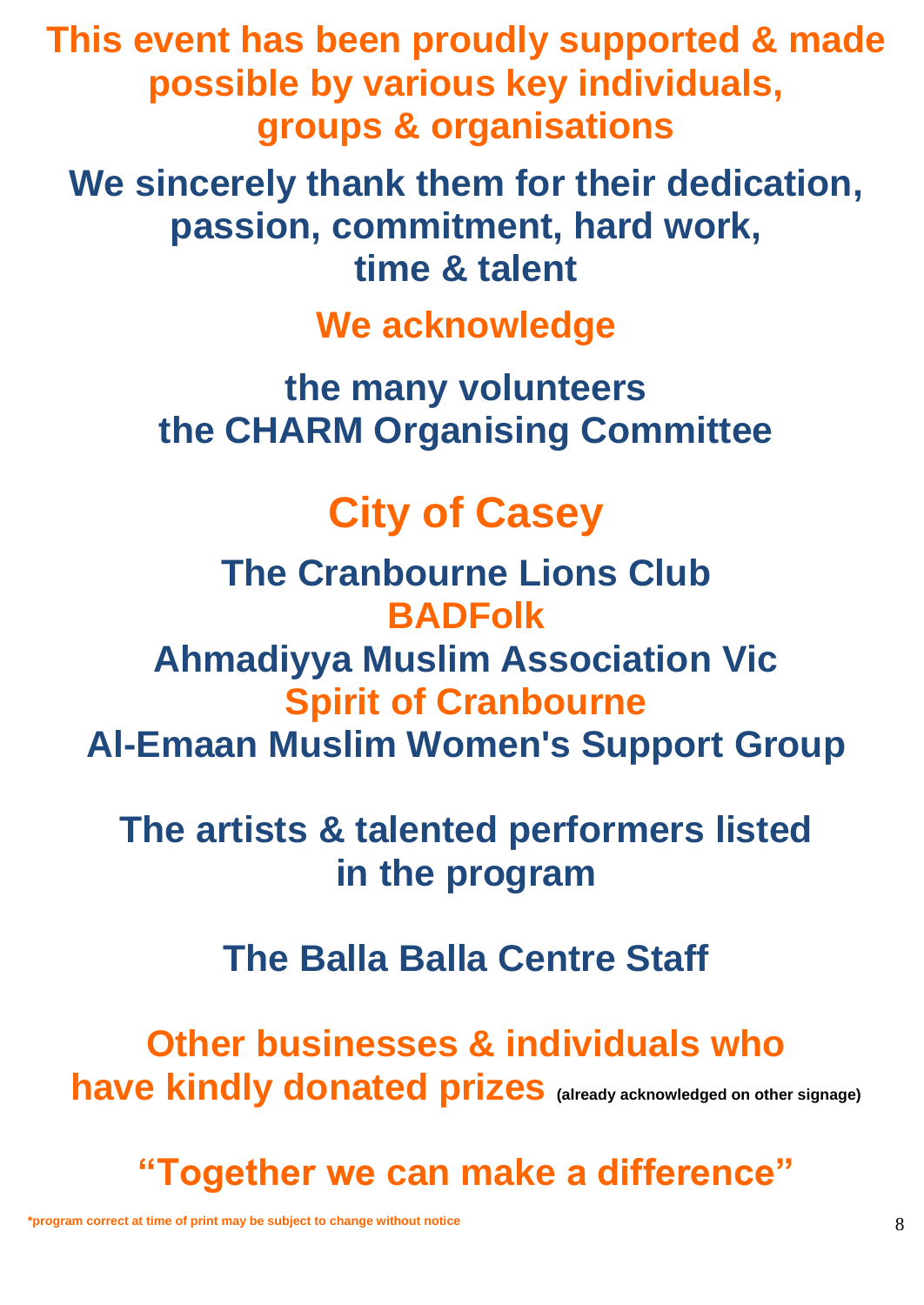**This event has been proudly supported & made possible by various key individuals, groups & organisations**

**We sincerely thank them for their dedication, passion, commitment, hard work, time & talent**

## We acknowledge

**the many volunteers**
**the CHARM Organising Committee**

# City of Casey

**The Cranbourne Lions Club**
**BADFolk**
**Ahmadiyya Muslim Association Vic**
**Spirit of Cranbourne**
**Al-Emaan Muslim Women's Support Group**

**The artists & talented performers listed in the program**

**The Balla Balla Centre Staff**

**Other businesses & individuals who have kindly donated prizes** (already acknowledged on other signage)

## "Together we can make a difference"

*program correct at time of print may be subject to change without notice